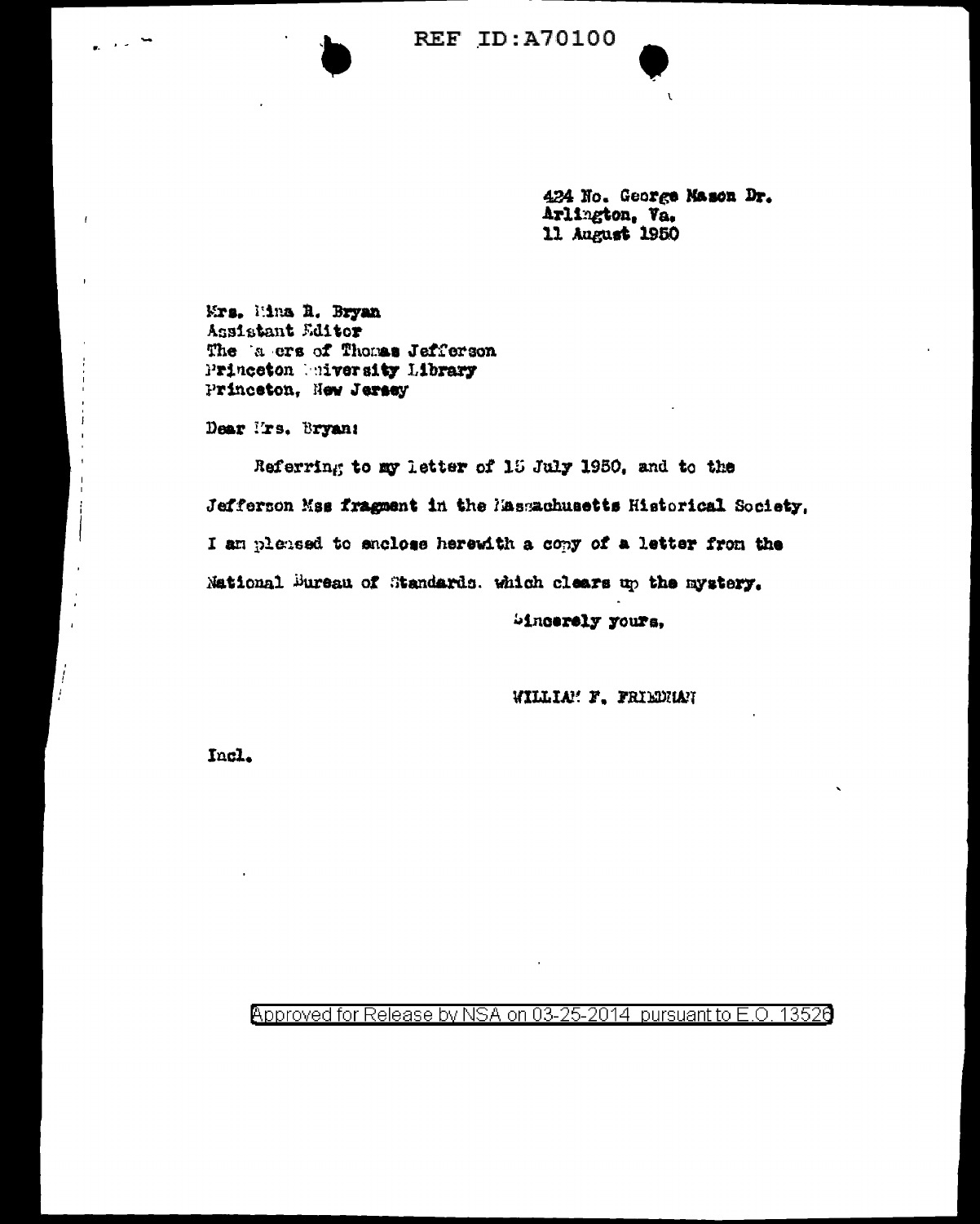424 No. George Mason Dr.
Arlington, Va.
11 August 1950

Mrs. Mina R. Bryan
Assistant Editor
The Papers of Thomas Jefferson
Princeton University Library
Princeton, New Jersey

Dear Mrs. Bryan:

Referring to my letter of 15 July 1950, and to the Jefferson Mss fragment in the Massachusetts Historical Society, I am pleased to enclose herewith a copy of a letter from the National Bureau of Standards. which clears up the mystery.

Sincerely yours,

WILLIAM F. FRIEDMAN

Incl.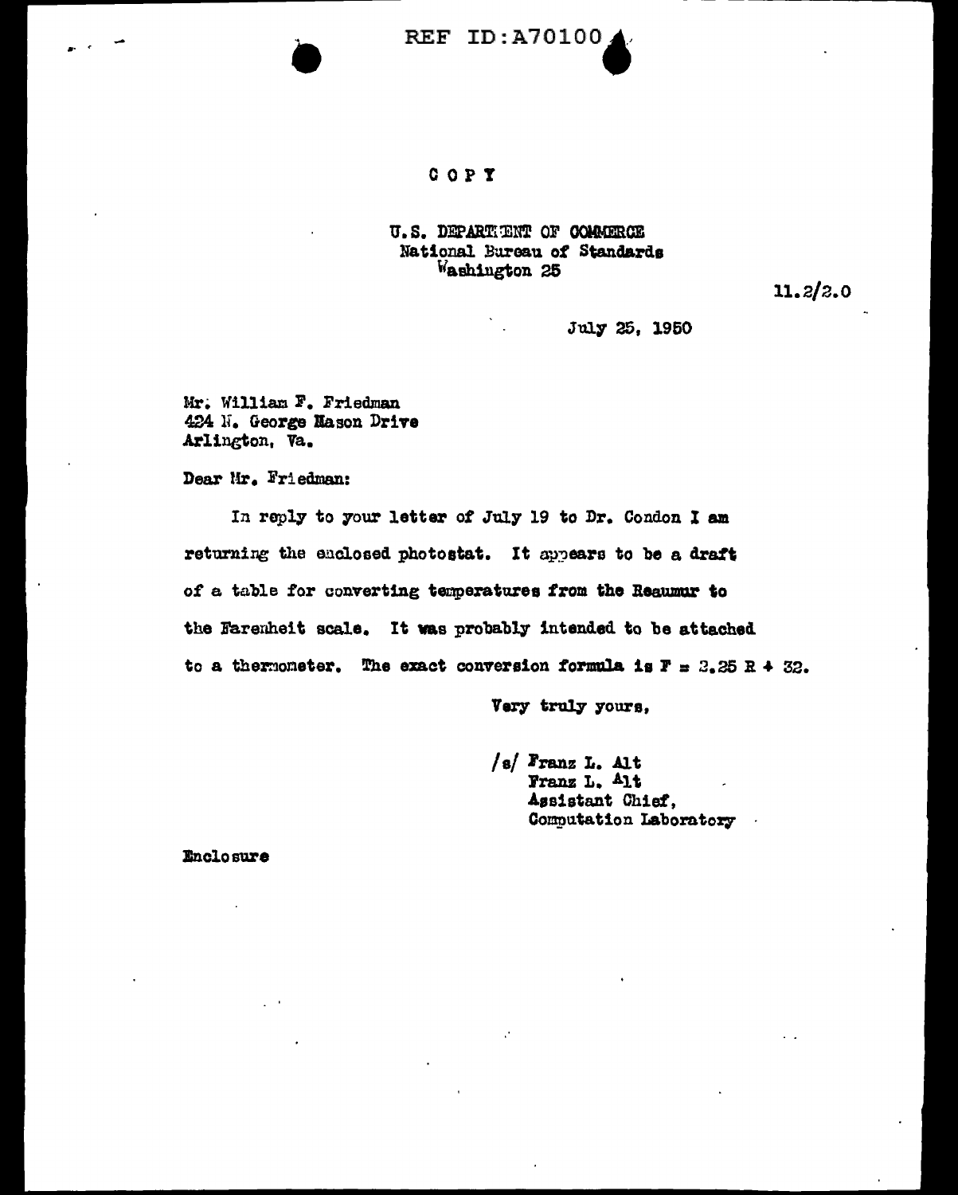REF ID:A70100

COPY

U.S. DEPARTMENT OF COMMERCE
National Bureau of Standards
Washington 25

11.2/2.0

July 25, 1950

Mr. William F. Friedman
424 N. George Mason Drive
Arlington, Va.

Dear Mr. Friedman:

In reply to your letter of July 19 to Dr. Condon I am returning the enclosed photostat. It appears to be a draft of a table for converting temperatures from the Reaumur to the Farenheit scale. It was probably intended to be attached to a thermometer. The exact conversion formula is $F = 2.25\ R + 32$.

Very truly yours,

/s/ Franz L. Alt
Franz L. Alt
Assistant Chief,
Computation Laboratory

Enclosure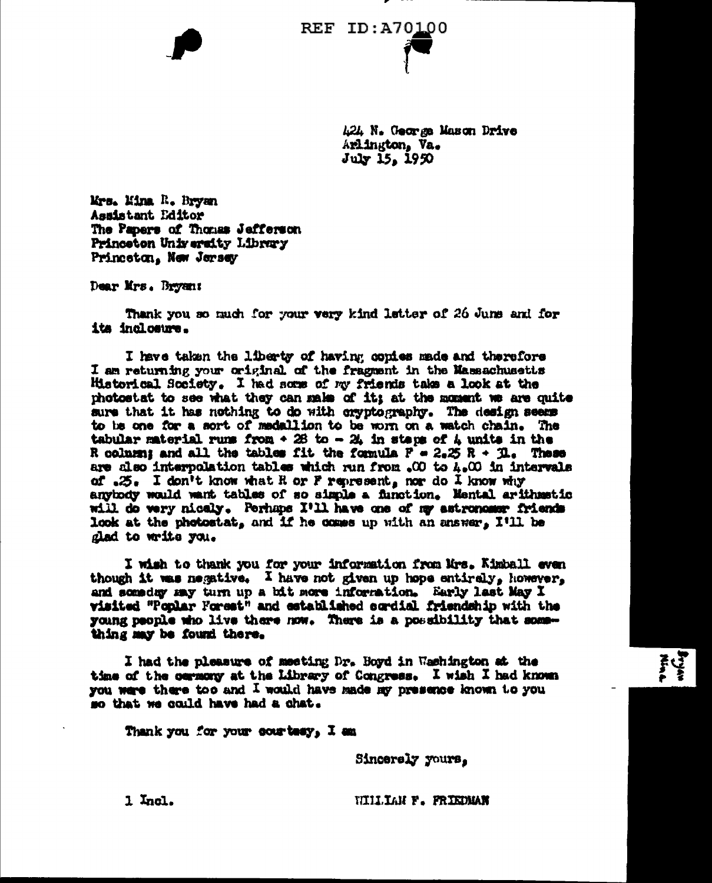REF ID:A70100

424 N. George Mason Drive
Arlington, Va.
July 15, 1950

Mrs. Mina R. Bryan
Assistant Editor
The Papers of Thomas Jefferson
Princeton University Library
Princeton, New Jersey

Dear Mrs. Bryan:

Thank you so much for your very kind letter of 26 June and for its inclosure.

I have taken the liberty of having copies made and therefore I am returning your original of the fragment in the Massachusetts Historical Society. I had some of my friends take a look at the photostat to see what they can make of it; at the moment we are quite sure that it has nothing to do with cryptography. The design seems to be one for a sort of medallion to be worn on a watch chain. The tabular material runs from + 28 to − 24 in steps of 4 units in the R column; and all the tables fit the formula $F = 2.25 R + 31$. These are also interpolation tables which run from .00 to 4.00 in intervals of .25. I don't know what R or F represent, nor do I know why anybody would want tables of so simple a function. Mental arithmetic will do very nicely. Perhaps I'll have one of my astronomer friends look at the photostat, and if he comes up with an answer, I'll be glad to write you.

I wish to thank you for your information from Mrs. Kimball even though it was negative. I have not given up hope entirely, however, and someday may turn up a bit more information. Early last May I visited "Poplar Forest" and established cordial friendship with the young people who live there now. There is a possibility that something may be found there.

I had the pleasure of meeting Dr. Boyd in Washington at the time of the ceremony at the Library of Congress. I wish I had known you were there too and I would have made my presence known to you so that we could have had a chat.

Thank you for your courtesy, I am

Sincerely yours,

1 Incl.

WILLIAM F. FRIEDMAN